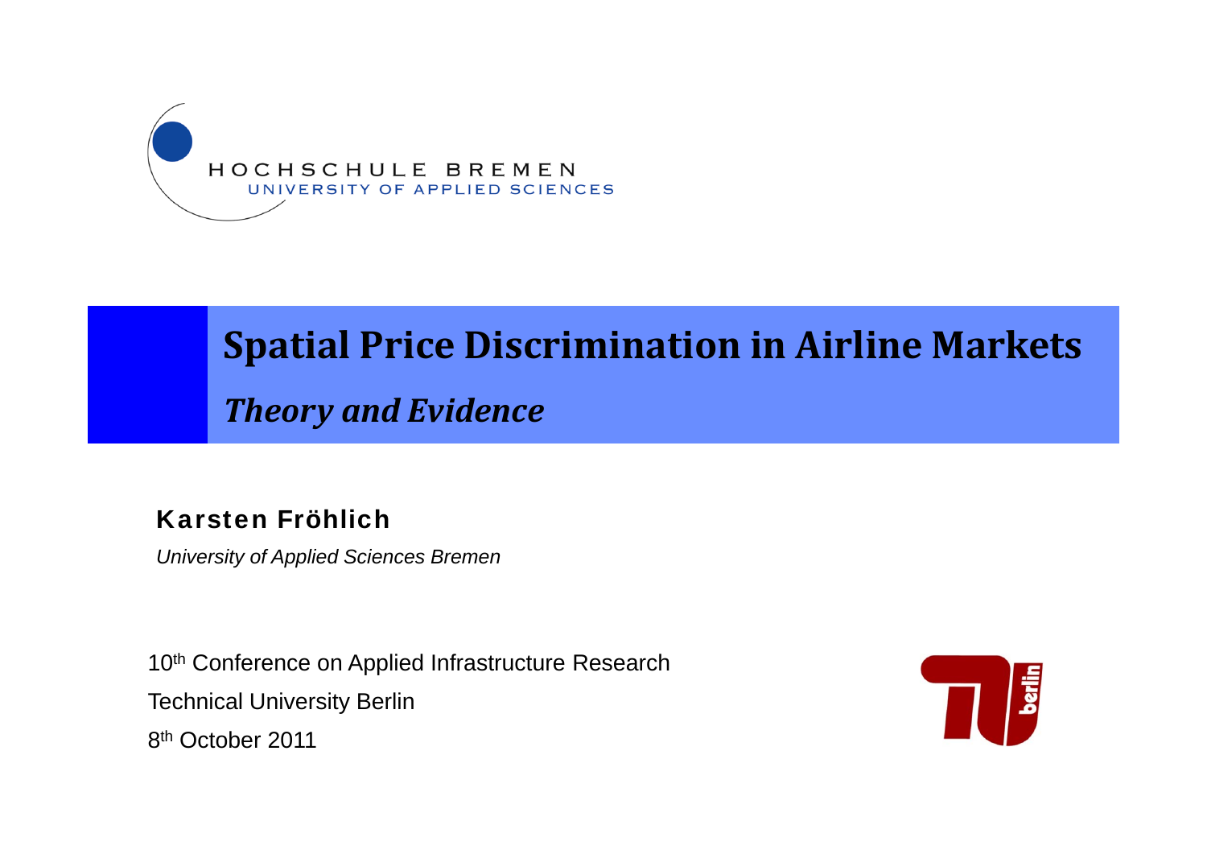HOCHSCHULE BREMEN
UNIVERSITY OF APPLIED SCIENCES

# Spatial Price Discrimination in Airline Markets

## *Theory and Evidence*

**Karsten Fröhlich**

*University of Applied Sciences Bremen*

10th Conference on Applied Infrastructure Research

Technical University Berlin

8th October 2011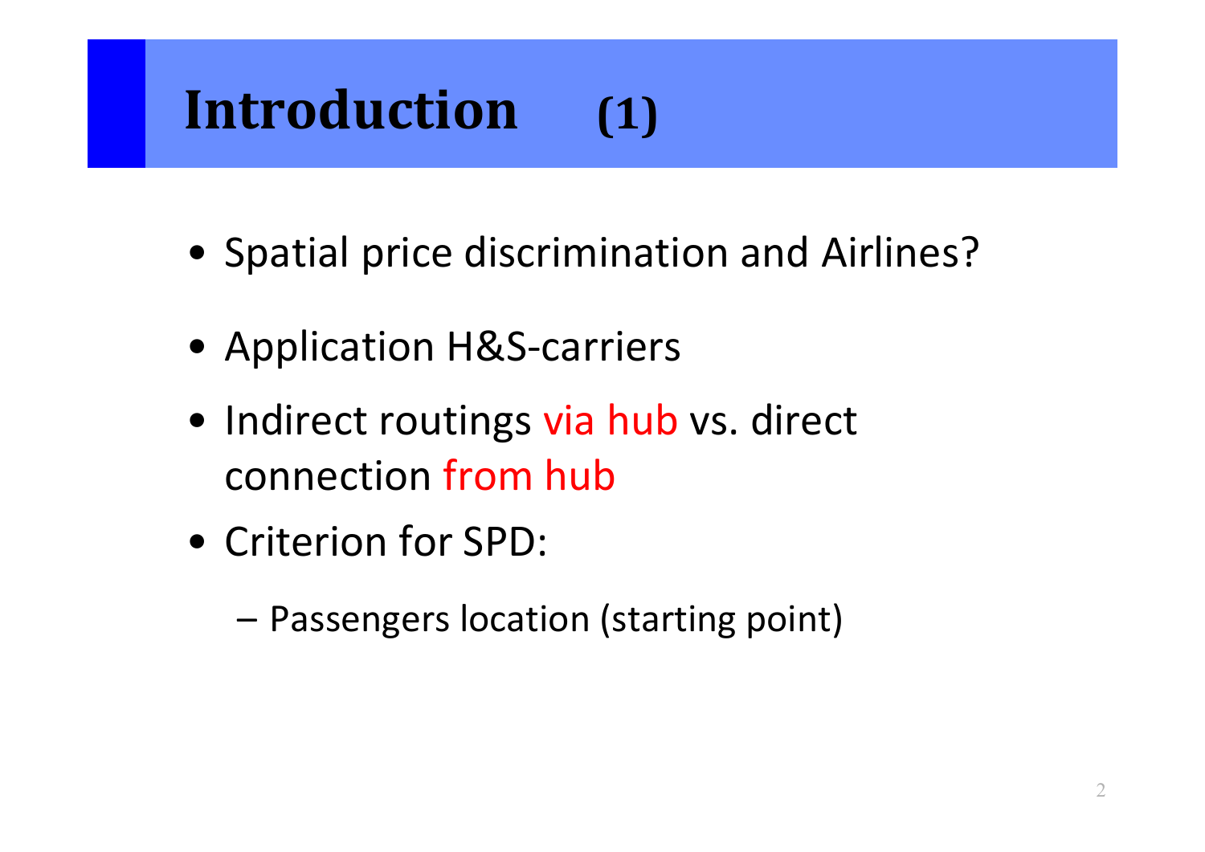# Introduction (1)

- Spatial price discrimination and Airlines?
- Application H&S-carriers
- Indirect routings via hub vs. direct connection from hub
- Criterion for SPD:
  - Passengers location (starting point)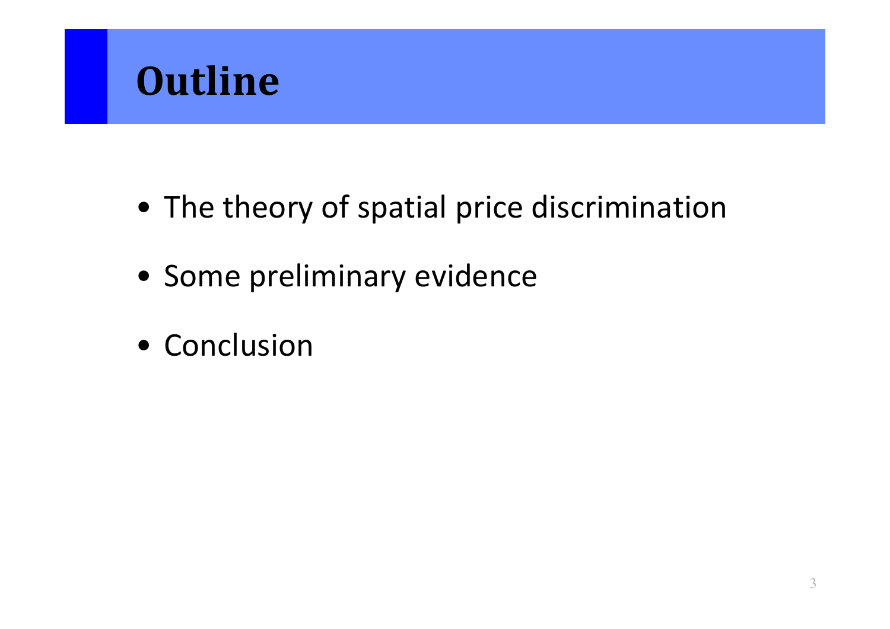# Outline

- The theory of spatial price discrimination
- Some preliminary evidence
- Conclusion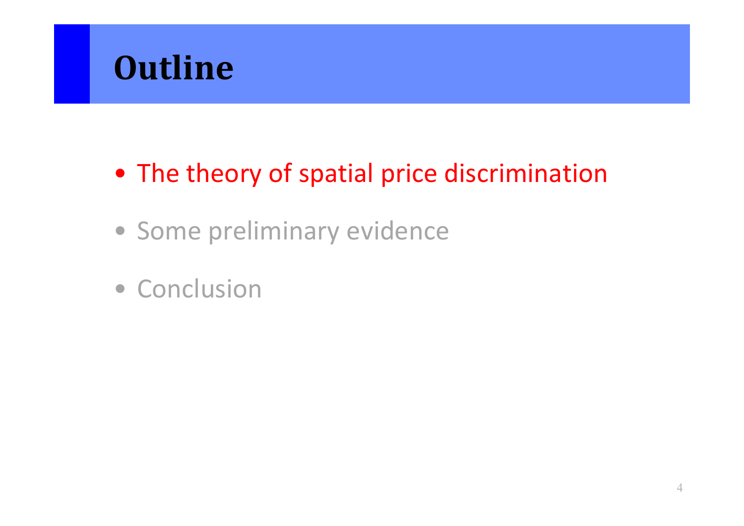# Outline

- The theory of spatial price discrimination
- Some preliminary evidence
- Conclusion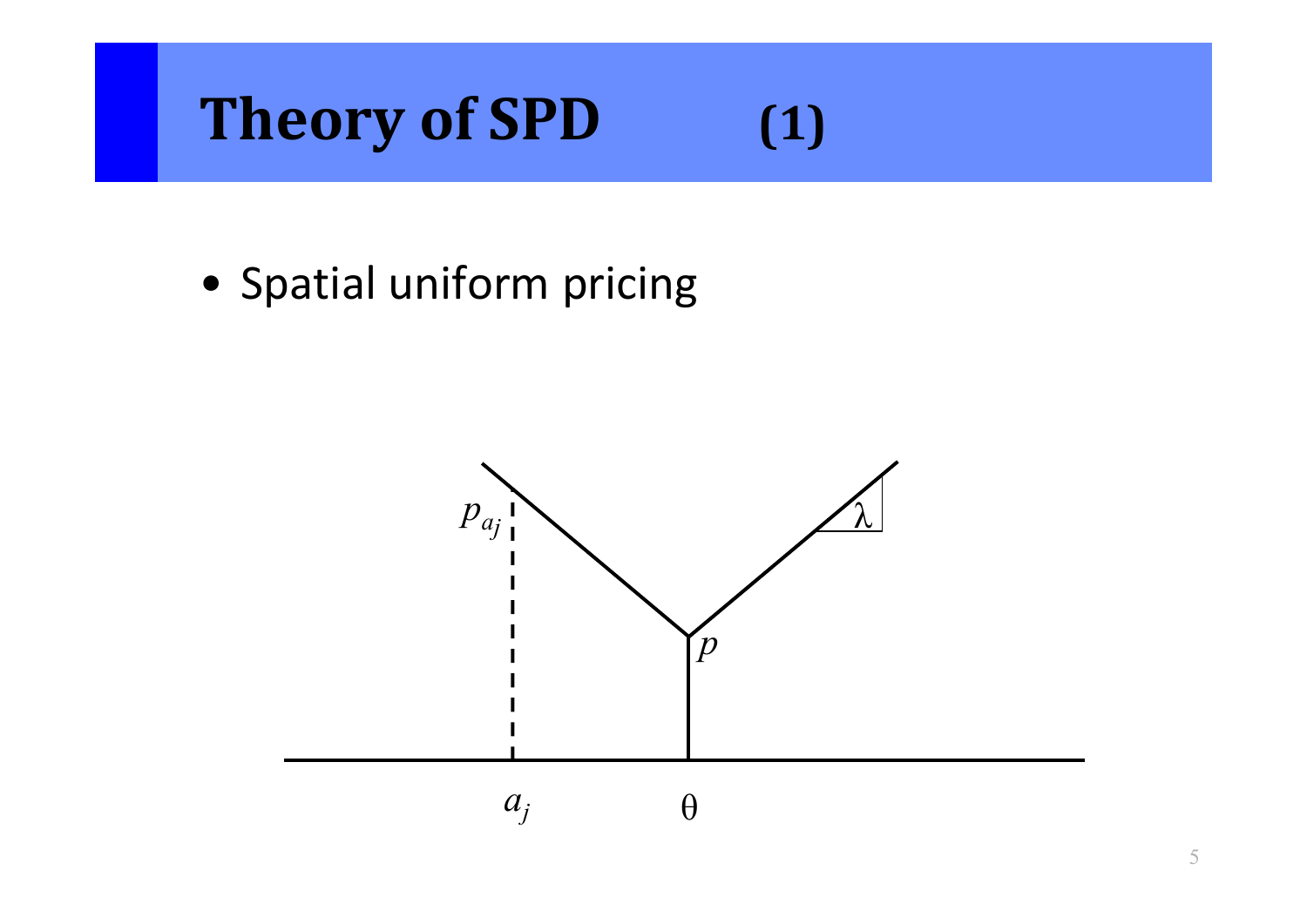# Theory of SPD (1)

- Spatial uniform pricing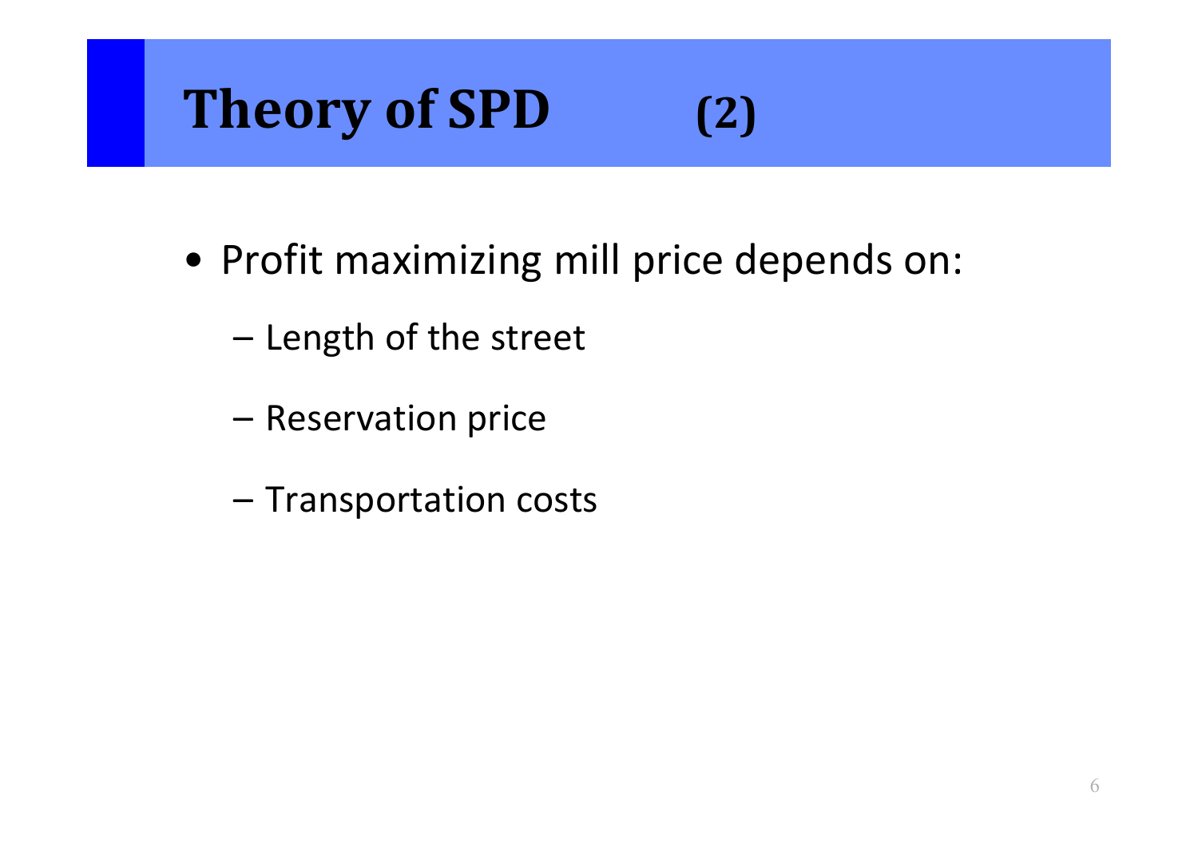# Theory of SPD (2)

- Profit maximizing mill price depends on:
  - Length of the street
  - Reservation price
  - Transportation costs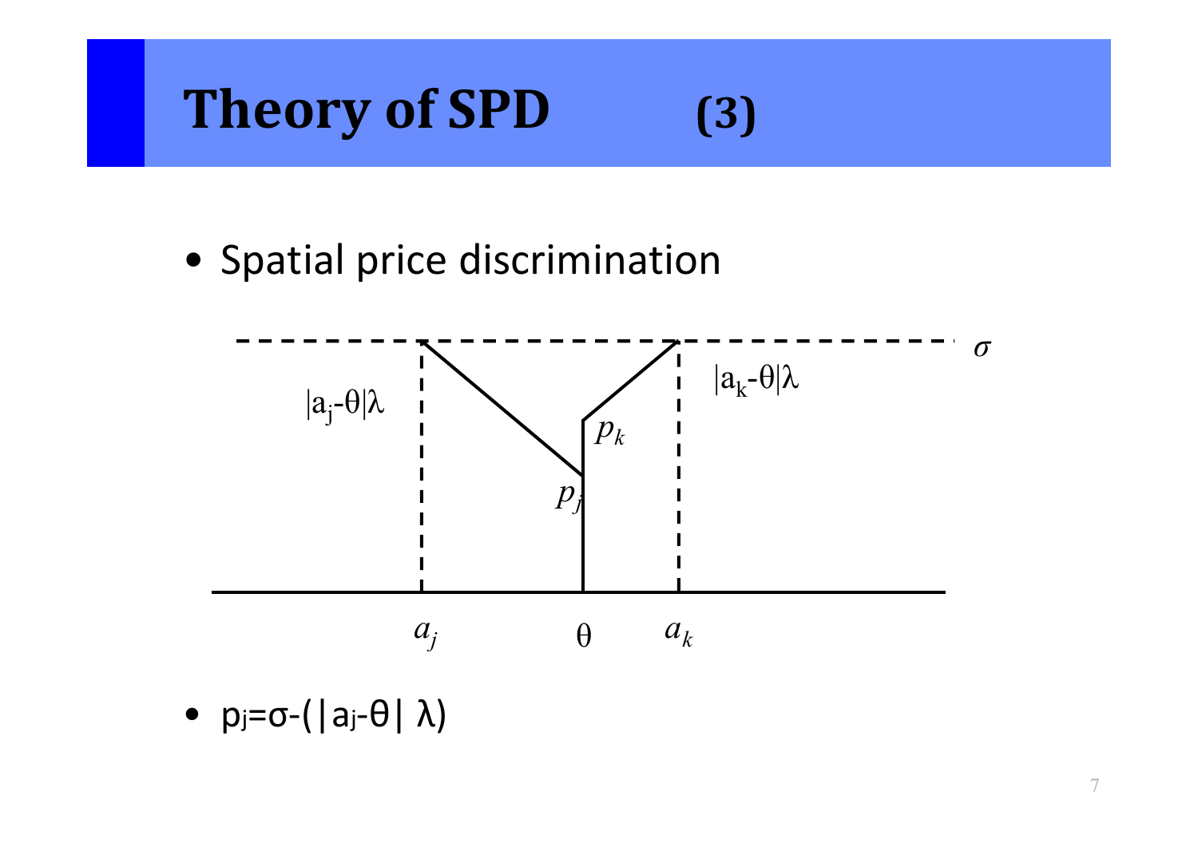# Theory of SPD (3)

- Spatial price discrimination

- $p_j = \sigma - (|a_j - \theta|\ \lambda)$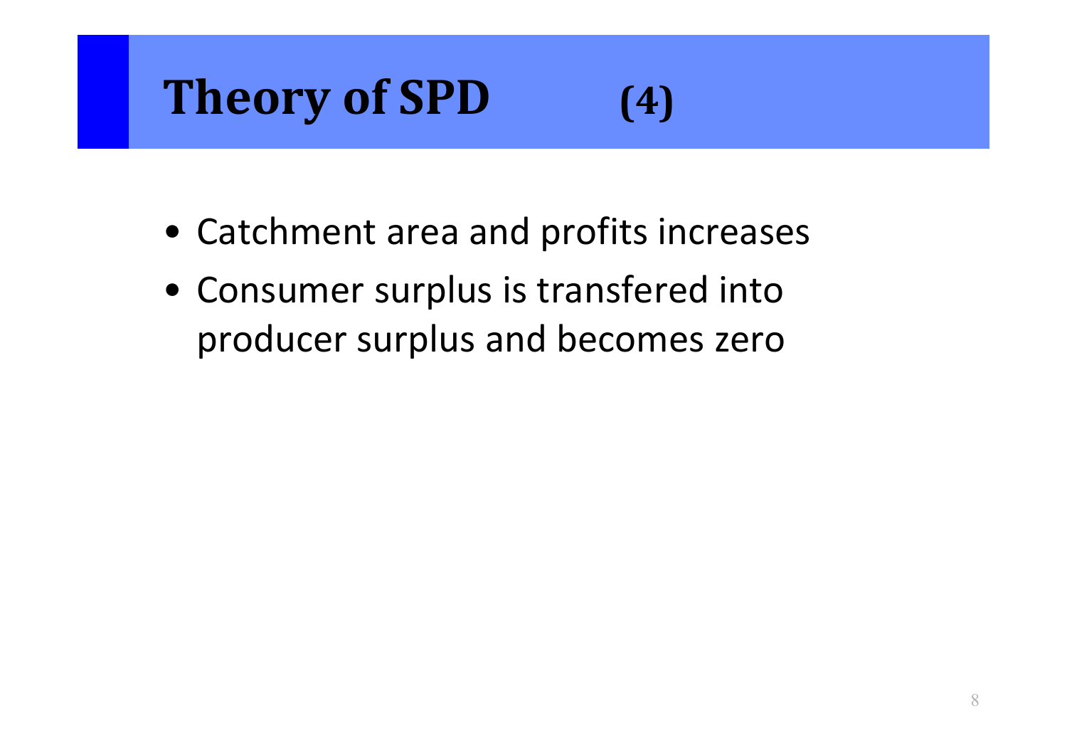# Theory of SPD (4)

- Catchment area and profits increases
- Consumer surplus is transfered into producer surplus and becomes zero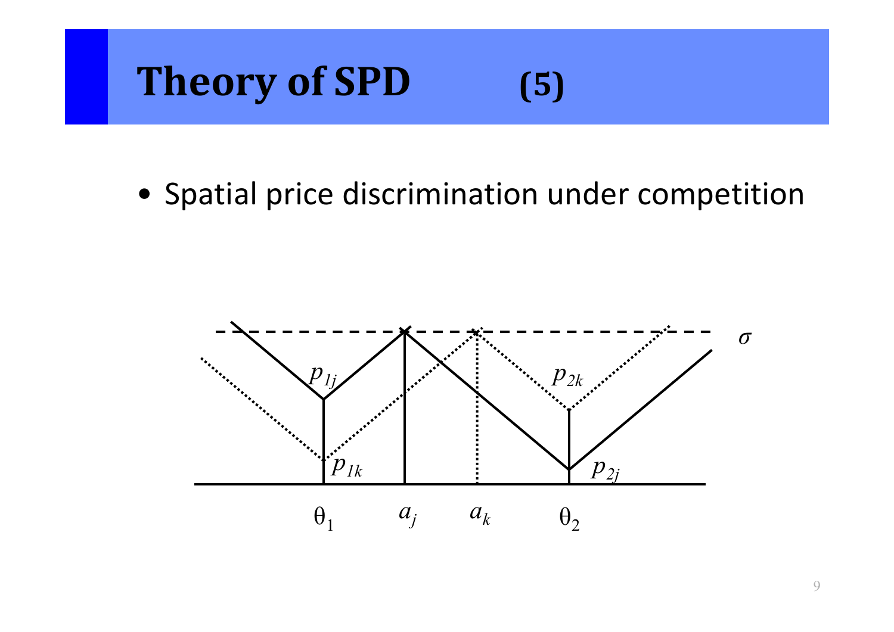# Theory of SPD (5)

- Spatial price discrimination under competition

$\sigma$

$p_{1j}$ $p_{2k}$

$p_{1k}$ $p_{2j}$

$\theta_1$ $a_j$ $a_k$ $\theta_2$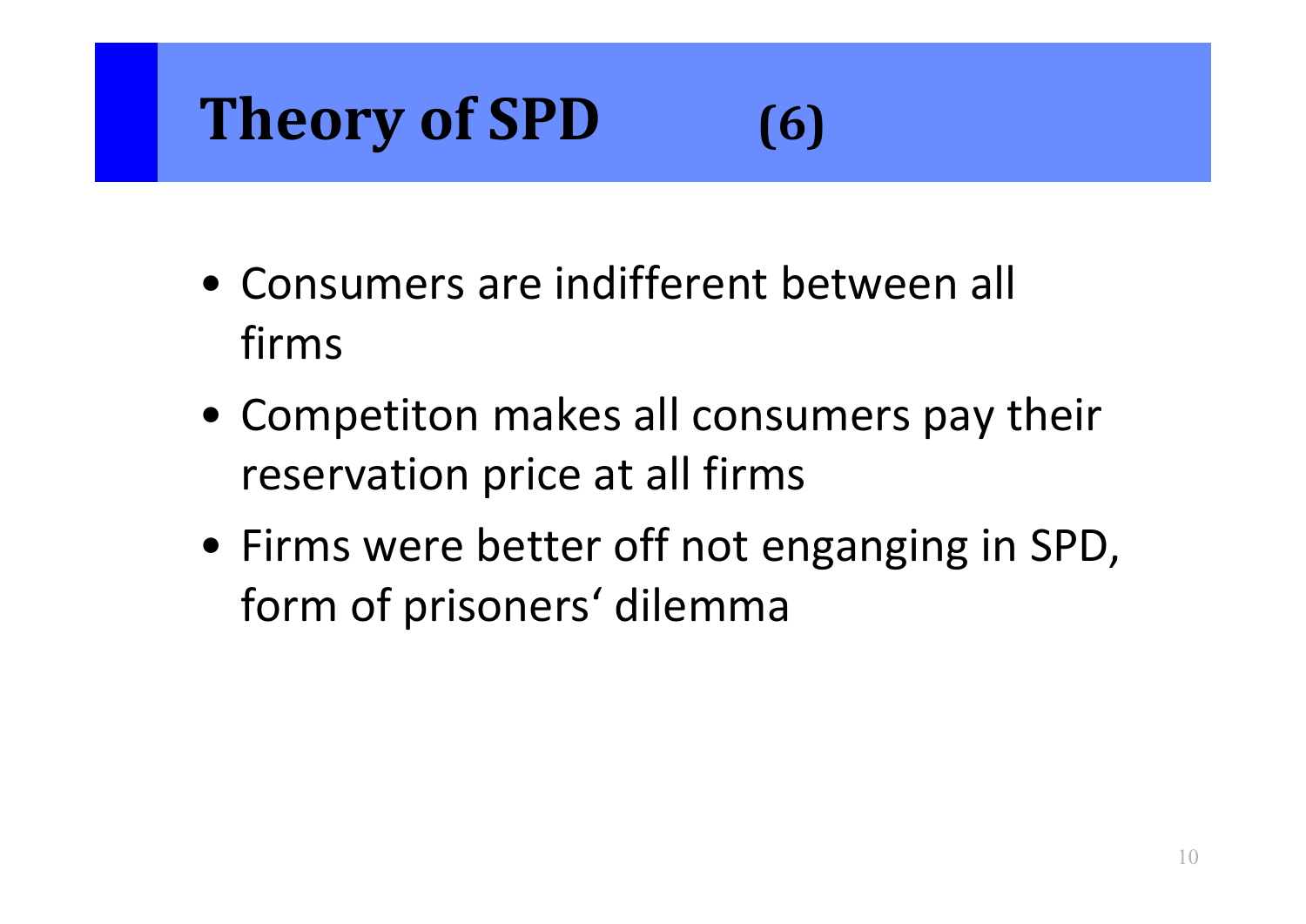# Theory of SPD (6)

- Consumers are indifferent between all firms
- Competiton makes all consumers pay their reservation price at all firms
- Firms were better off not enganging in SPD, form of prisoners‘ dilemma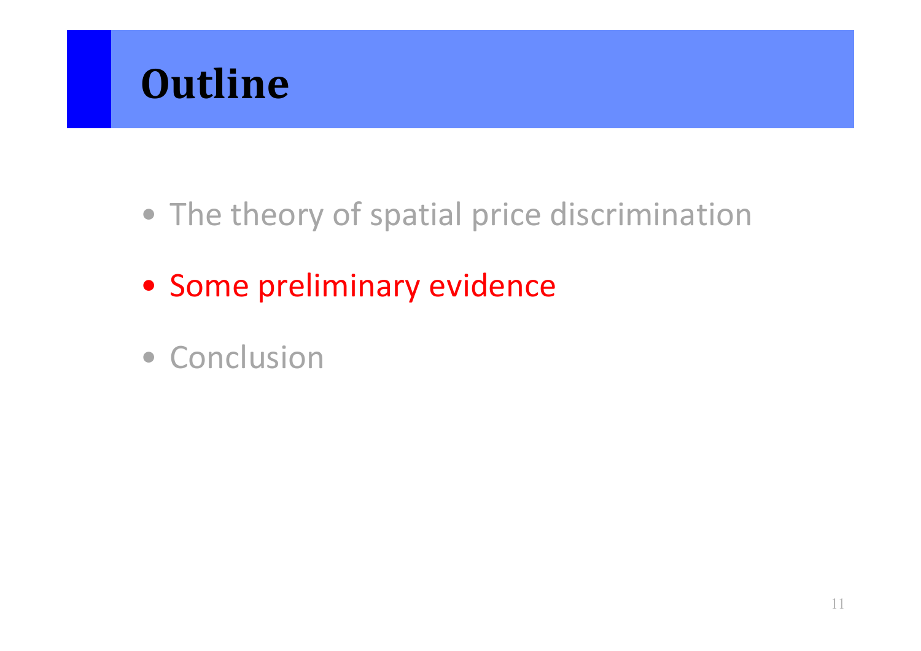# Outline

- The theory of spatial price discrimination
- Some preliminary evidence
- Conclusion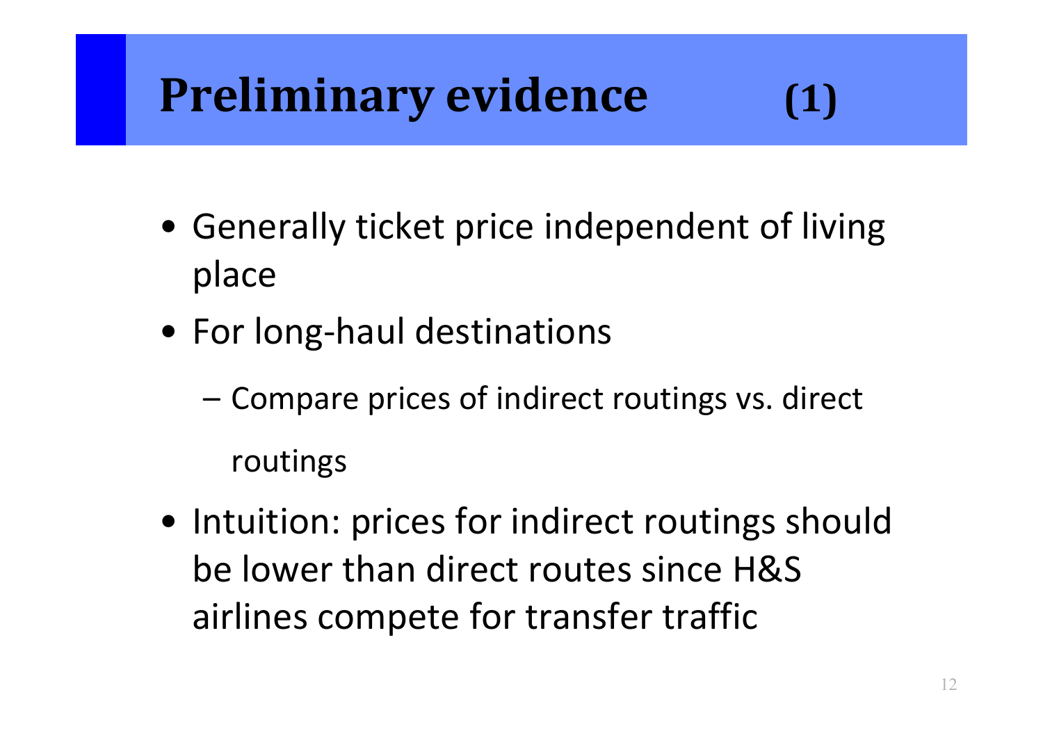# Preliminary evidence (1)

- Generally ticket price independent of living place
- For long-haul destinations
  - Compare prices of indirect routings vs. direct routings
- Intuition: prices for indirect routings should be lower than direct routes since H&S airlines compete for transfer traffic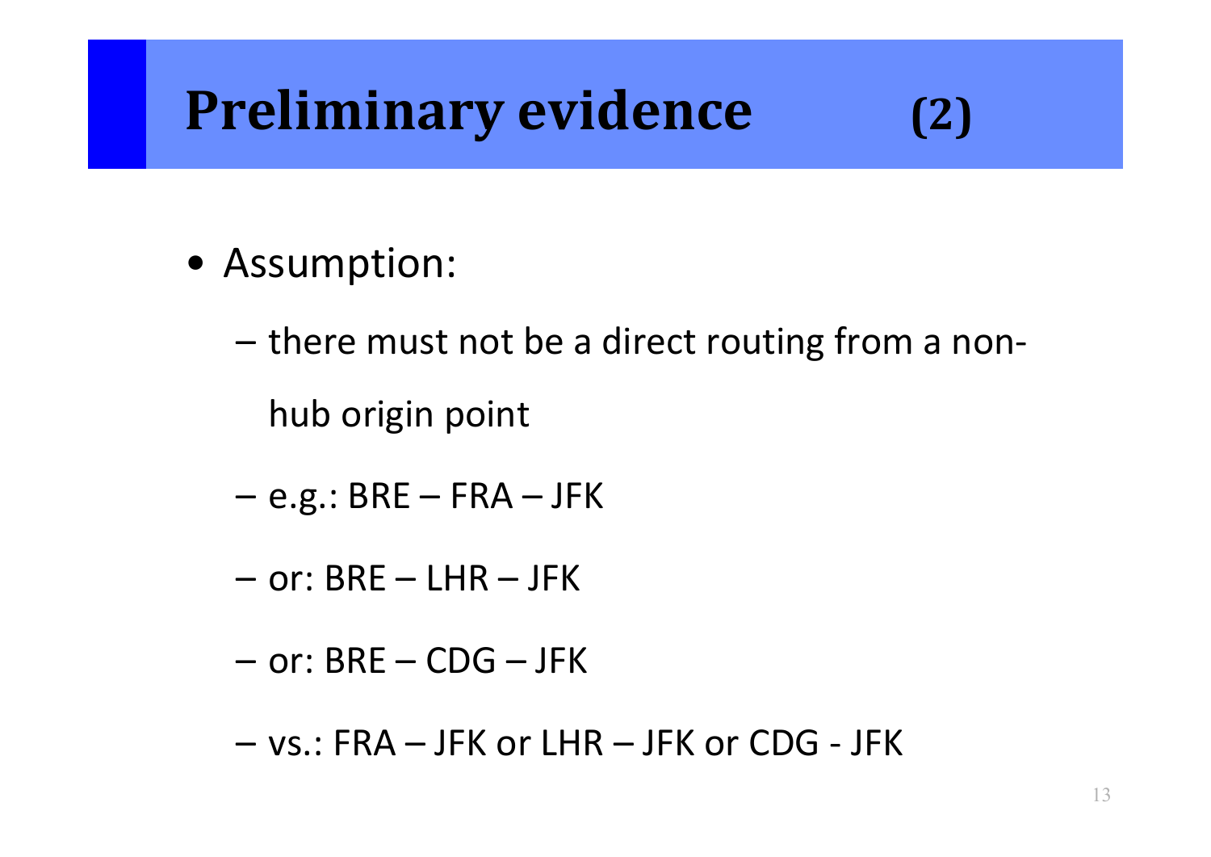# Preliminary evidence (2)

- Assumption:
  - there must not be a direct routing from a non-hub origin point
  - e.g.: BRE – FRA – JFK
  - or: BRE – LHR – JFK
  - or: BRE – CDG – JFK
  - vs.: FRA – JFK or LHR – JFK or CDG - JFK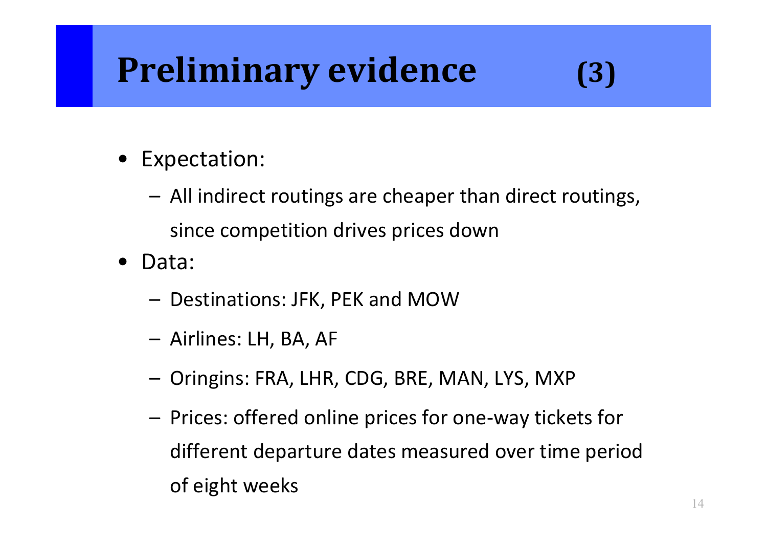# Preliminary evidence (3)

- Expectation:
  - All indirect routings are cheaper than direct routings, since competition drives prices down
- Data:
  - Destinations: JFK, PEK and MOW
  - Airlines: LH, BA, AF
  - Oringins: FRA, LHR, CDG, BRE, MAN, LYS, MXP
  - Prices: offered online prices for one-way tickets for different departure dates measured over time period of eight weeks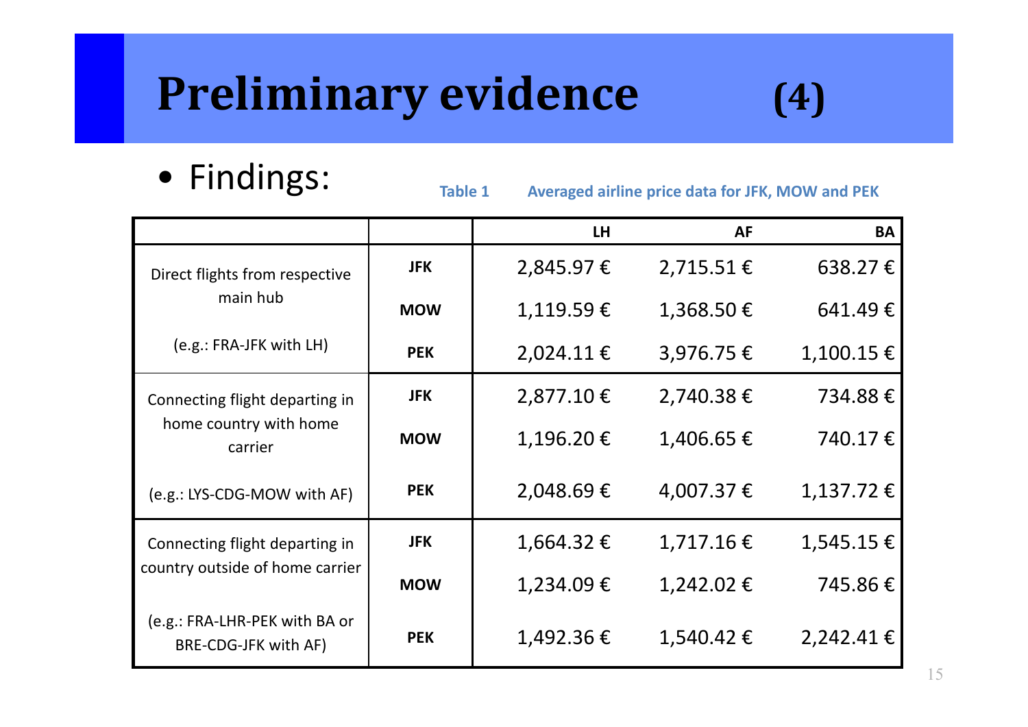# Preliminary evidence (4)

- Findings:

**Table 1 Averaged airline price data for JFK, MOW and PEK**

| | | LH | AF | BA |
|---|---|---|---|---|
| Direct flights from respective main hub (e.g.: FRA-JFK with LH) | JFK | 2,845.97 € | 2,715.51 € | 638.27 € |
| | MOW | 1,119.59 € | 1,368.50 € | 641.49 € |
| | PEK | 2,024.11 € | 3,976.75 € | 1,100.15 € |
| Connecting flight departing in home country with home carrier (e.g.: LYS-CDG-MOW with AF) | JFK | 2,877.10 € | 2,740.38 € | 734.88 € |
| | MOW | 1,196.20 € | 1,406.65 € | 740.17 € |
| | PEK | 2,048.69 € | 4,007.37 € | 1,137.72 € |
| Connecting flight departing in country outside of home carrier (e.g.: FRA-LHR-PEK with BA or BRE-CDG-JFK with AF) | JFK | 1,664.32 € | 1,717.16 € | 1,545.15 € |
| | MOW | 1,234.09 € | 1,242.02 € | 745.86 € |
| | PEK | 1,492.36 € | 1,540.42 € | 2,242.41 € |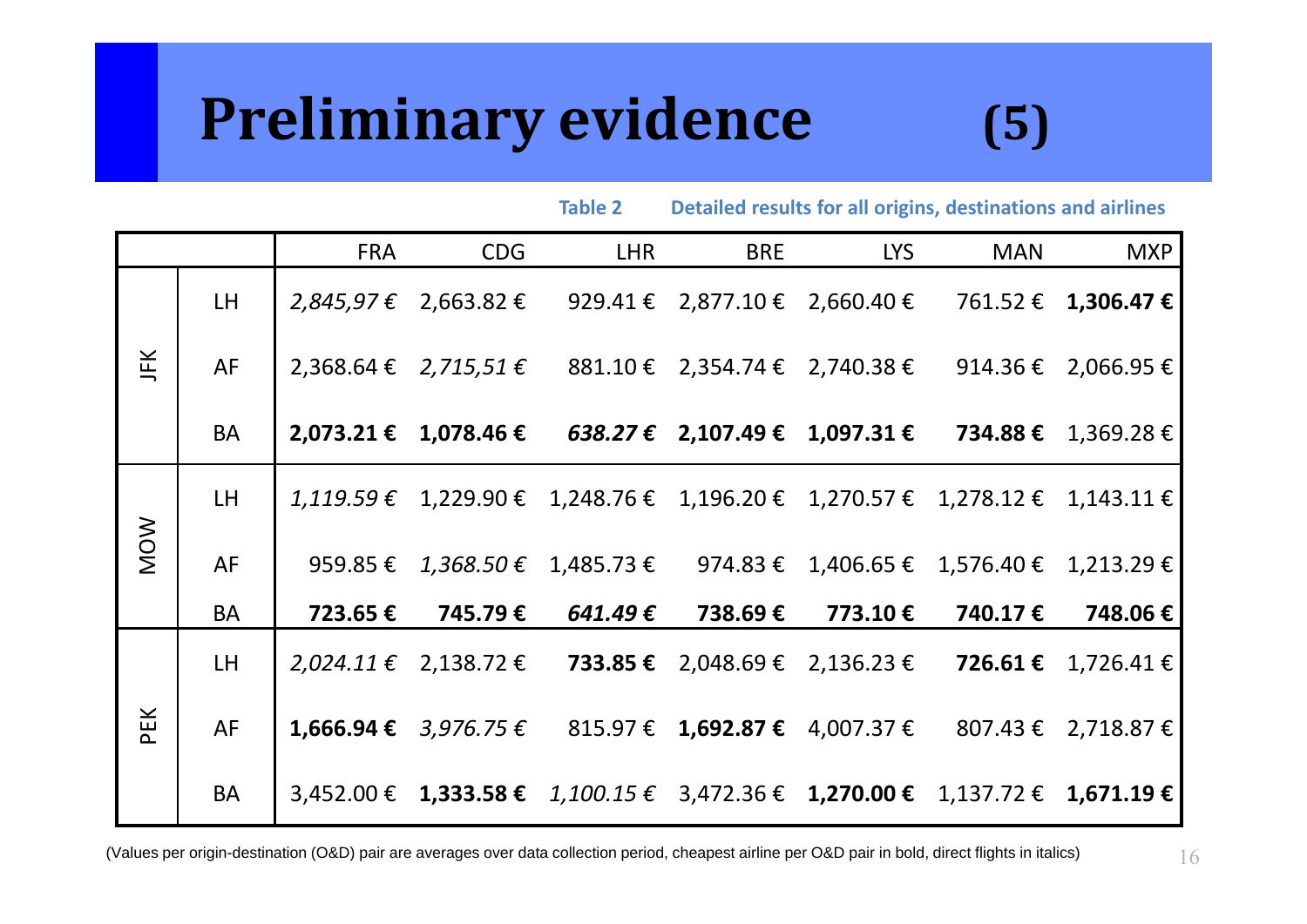# Preliminary evidence (5)

**Table 2 Detailed results for all origins, destinations and airlines**

| | | FRA | CDG | LHR | BRE | LYS | MAN | MXP |
|---|---|---|---|---|---|---|---|---|
| JFK | LH | *2,845,97 €* | 2,663.82 € | 929.41 € | 2,877.10 € | 2,660.40 € | 761.52 € | **1,306.47 €** |
| | AF | 2,368.64 € | *2,715,51 €* | 881.10 € | 2,354.74 € | 2,740.38 € | 914.36 € | 2,066.95 € |
| | BA | **2,073.21 €** | **1,078.46 €** | ***638.27 €*** | **2,107.49 €** | **1,097.31 €** | **734.88 €** | 1,369.28 € |
| MOW | LH | *1,119.59 €* | 1,229.90 € | 1,248.76 € | 1,196.20 € | 1,270.57 € | 1,278.12 € | 1,143.11 € |
| | AF | 959.85 € | *1,368.50 €* | 1,485.73 € | 974.83 € | 1,406.65 € | 1,576.40 € | 1,213.29 € |
| | BA | **723.65 €** | **745.79 €** | ***641.49 €*** | **738.69 €** | **773.10 €** | **740.17 €** | **748.06 €** |
| PEK | LH | *2,024.11 €* | 2,138.72 € | **733.85 €** | 2,048.69 € | 2,136.23 € | **726.61 €** | 1,726.41 € |
| | AF | **1,666.94 €** | *3,976.75 €* | 815.97 € | **1,692.87 €** | 4,007.37 € | 807.43 € | 2,718.87 € |
| | BA | 3,452.00 € | **1,333.58 €** | *1,100.15 €* | 3,472.36 € | **1,270.00 €** | 1,137.72 € | **1,671.19 €** |

(Values per origin-destination (O&D) pair are averages over data collection period, cheapest airline per O&D pair in bold, direct flights in italics)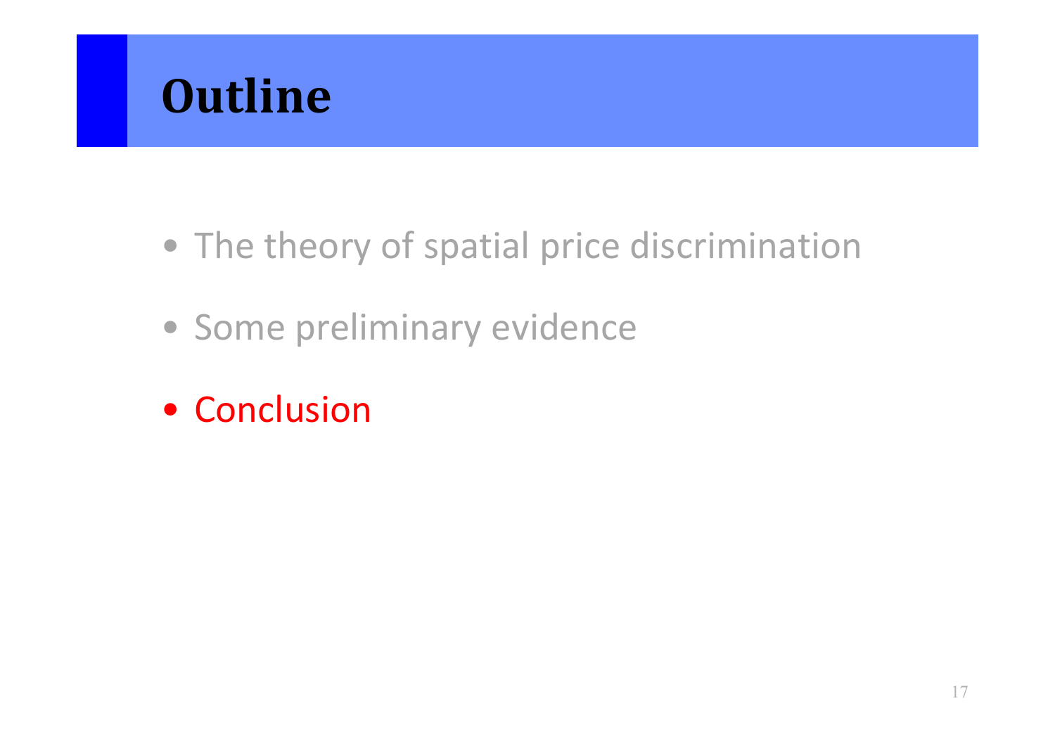# Outline

- The theory of spatial price discrimination
- Some preliminary evidence
- Conclusion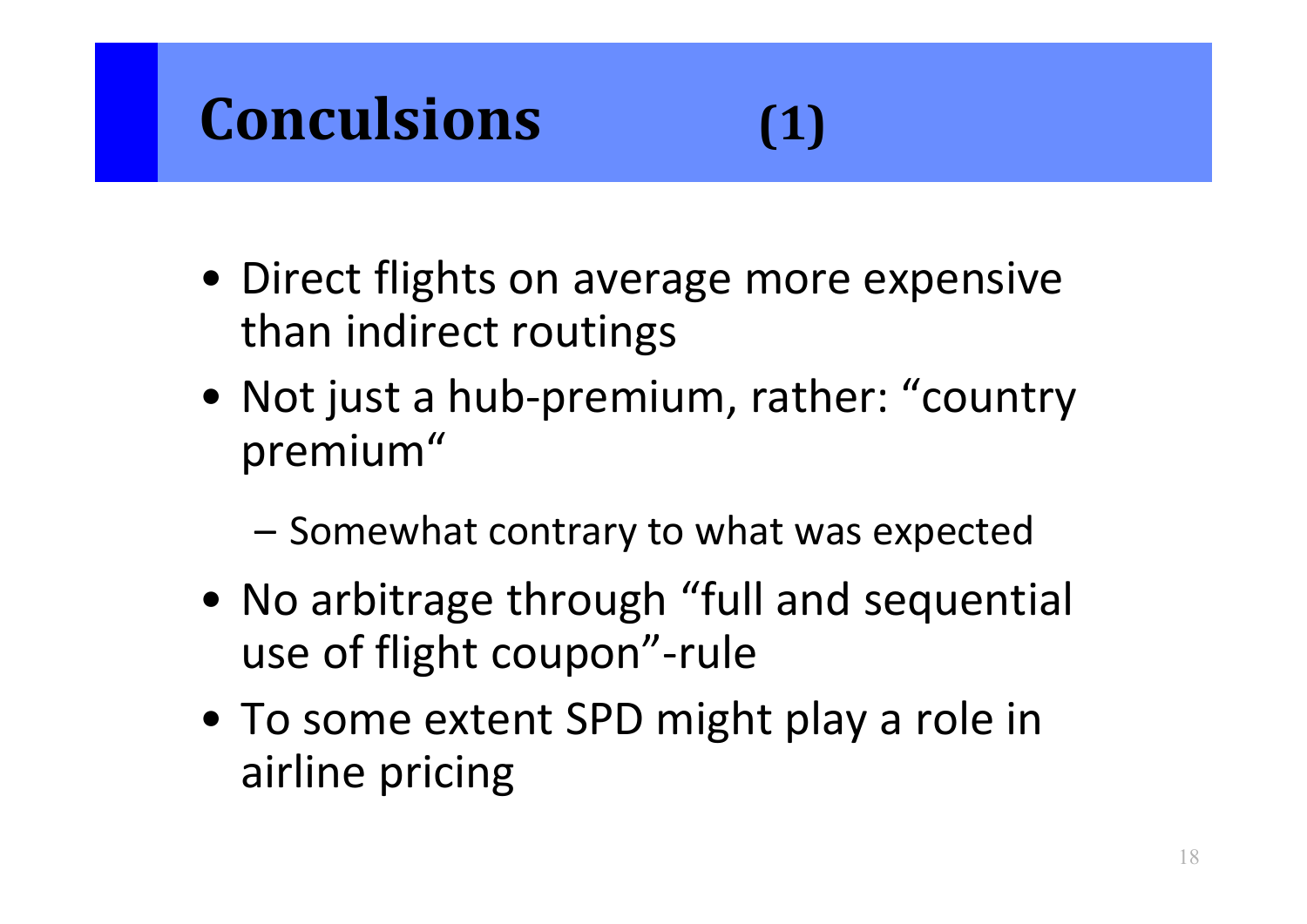# Conculsions (1)

- Direct flights on average more expensive than indirect routings
- Not just a hub-premium, rather: “country premium“
  - Somewhat contrary to what was expected
- No arbitrage through “full and sequential use of flight coupon”-rule
- To some extent SPD might play a role in airline pricing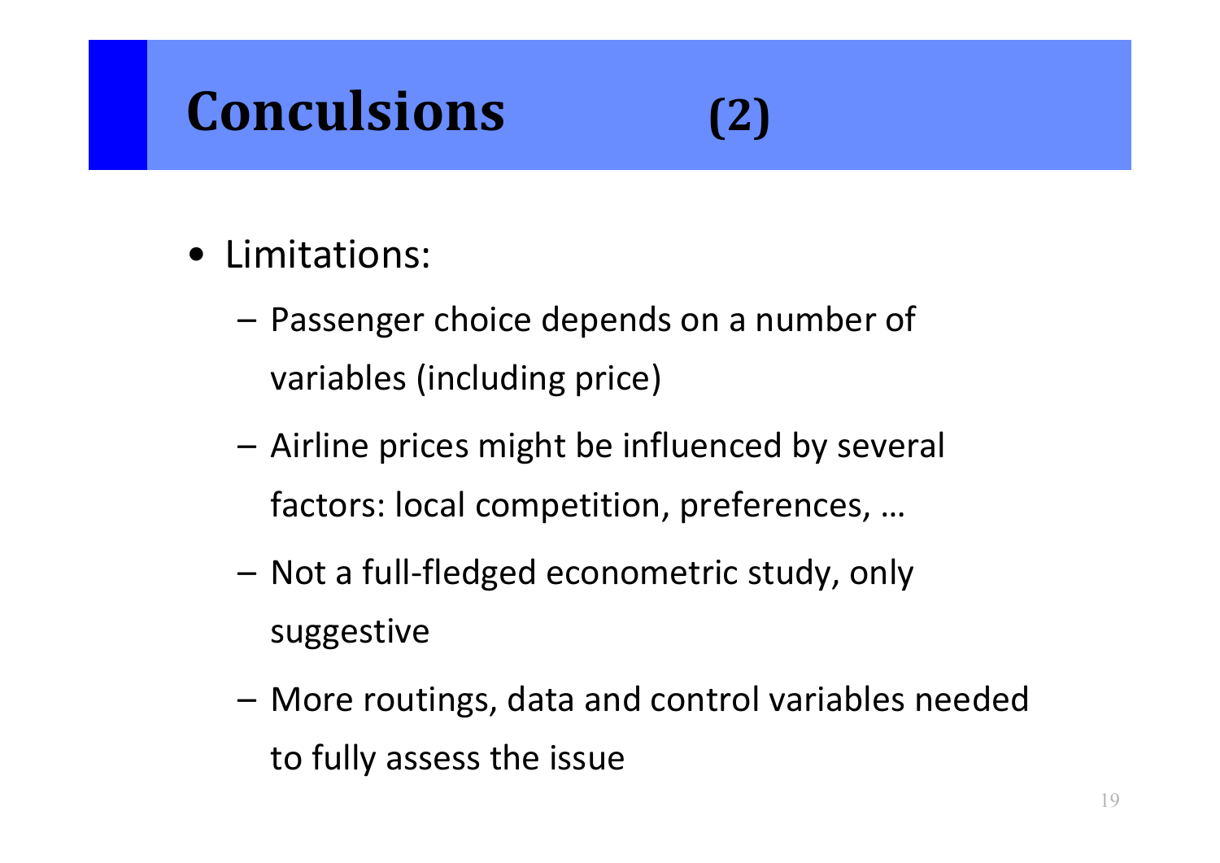# Conculsions (2)

- Limitations:
  - Passenger choice depends on a number of variables (including price)
  - Airline prices might be influenced by several factors: local competition, preferences, …
  - Not a full-fledged econometric study, only suggestive
  - More routings, data and control variables needed to fully assess the issue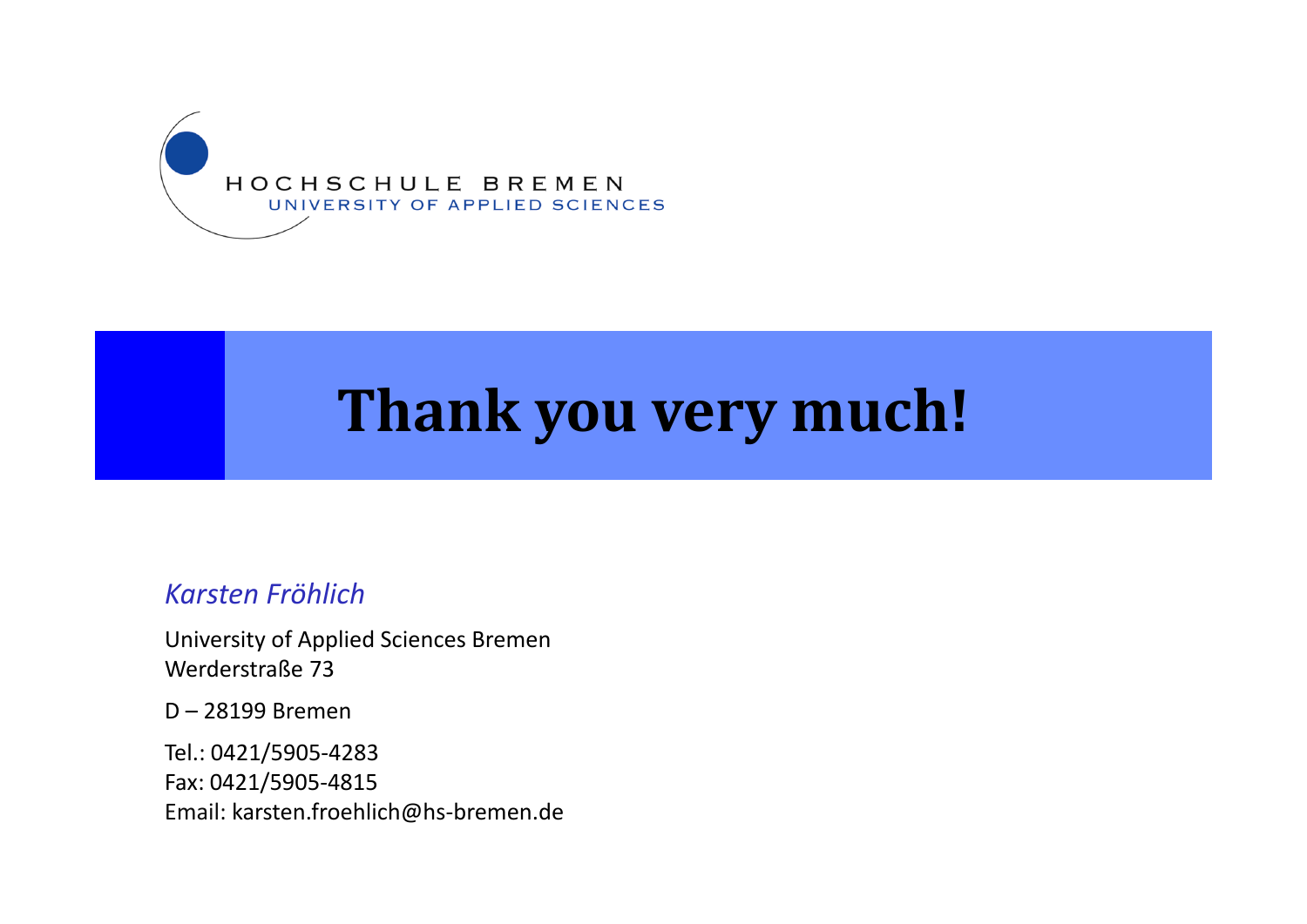HOCHSCHULE BREMEN
UNIVERSITY OF APPLIED SCIENCES

# Thank you very much!

*Karsten Fröhlich*

University of Applied Sciences Bremen
Werderstraße 73

D – 28199 Bremen

Tel.: 0421/5905-4283
Fax: 0421/5905-4815
Email: karsten.froehlich@hs-bremen.de